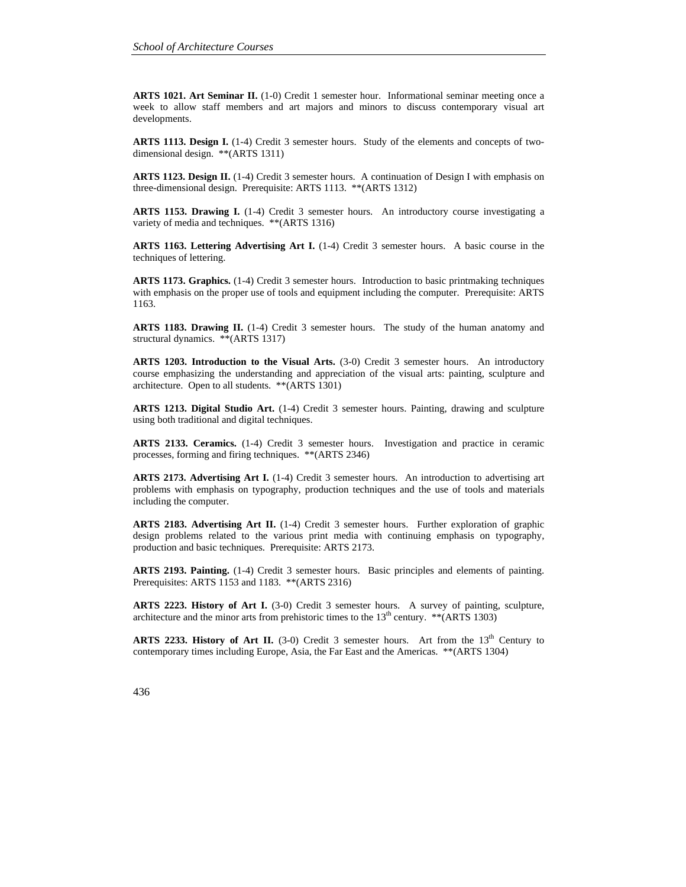**ARTS 1021. Art Seminar II.** (1-0) Credit 1 semester hour. Informational seminar meeting once a week to allow staff members and art majors and minors to discuss contemporary visual art developments.

**ARTS 1113. Design I.** (1-4) Credit 3 semester hours. Study of the elements and concepts of two-dimensional design. **(ARTS 1311)

**ARTS 1123. Design II.** (1-4) Credit 3 semester hours. A continuation of Design I with emphasis on three-dimensional design. Prerequisite: ARTS 1113. **(ARTS 1312)

**ARTS 1153. Drawing I.** (1-4) Credit 3 semester hours. An introductory course investigating a variety of media and techniques. **(ARTS 1316)

**ARTS 1163. Lettering Advertising Art I.** (1-4) Credit 3 semester hours. A basic course in the techniques of lettering.

**ARTS 1173. Graphics.** (1-4) Credit 3 semester hours. Introduction to basic printmaking techniques with emphasis on the proper use of tools and equipment including the computer. Prerequisite: ARTS 1163.

**ARTS 1183. Drawing II.** (1-4) Credit 3 semester hours. The study of the human anatomy and structural dynamics. **(ARTS 1317)

**ARTS 1203. Introduction to the Visual Arts.** (3-0) Credit 3 semester hours. An introductory course emphasizing the understanding and appreciation of the visual arts: painting, sculpture and architecture. Open to all students. **(ARTS 1301)

**ARTS 1213. Digital Studio Art.** (1-4) Credit 3 semester hours. Painting, drawing and sculpture using both traditional and digital techniques.

**ARTS 2133. Ceramics.** (1-4) Credit 3 semester hours. Investigation and practice in ceramic processes, forming and firing techniques. **(ARTS 2346)

**ARTS 2173. Advertising Art I.** (1-4) Credit 3 semester hours. An introduction to advertising art problems with emphasis on typography, production techniques and the use of tools and materials including the computer.

**ARTS 2183. Advertising Art II.** (1-4) Credit 3 semester hours. Further exploration of graphic design problems related to the various print media with continuing emphasis on typography, production and basic techniques. Prerequisite: ARTS 2173.

**ARTS 2193. Painting.** (1-4) Credit 3 semester hours. Basic principles and elements of painting. Prerequisites: ARTS 1153 and 1183. **(ARTS 2316)

**ARTS 2223. History of Art I.** (3-0) Credit 3 semester hours. A survey of painting, sculpture, architecture and the minor arts from prehistoric times to the 13th century. **(ARTS 1303)

**ARTS 2233. History of Art II.** (3-0) Credit 3 semester hours. Art from the 13th Century to contemporary times including Europe, Asia, the Far East and the Americas. **(ARTS 1304)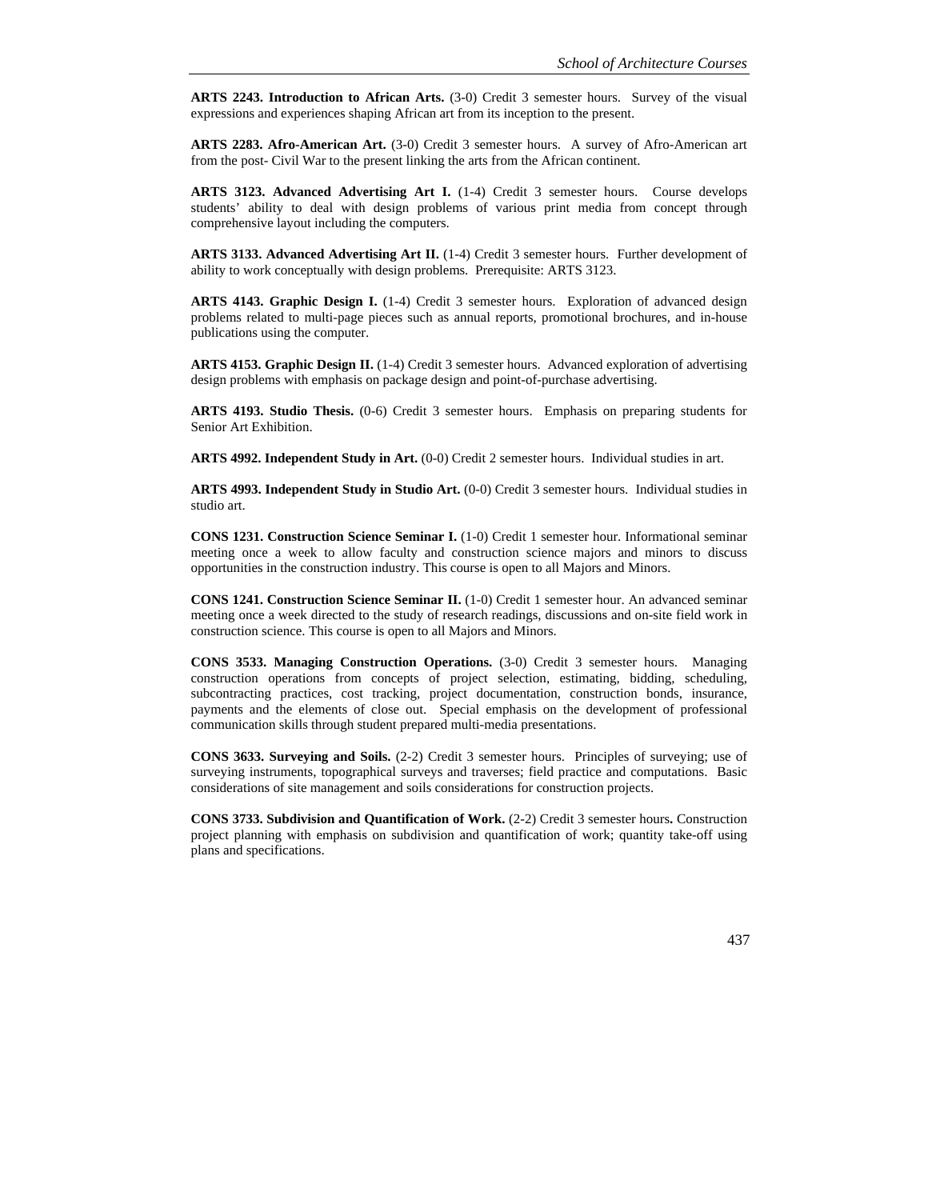**ARTS 2243. Introduction to African Arts.** (3-0) Credit 3 semester hours. Survey of the visual expressions and experiences shaping African art from its inception to the present.

**ARTS 2283. Afro-American Art.** (3-0) Credit 3 semester hours. A survey of Afro-American art from the post- Civil War to the present linking the arts from the African continent.

**ARTS 3123. Advanced Advertising Art I.** (1-4) Credit 3 semester hours. Course develops students' ability to deal with design problems of various print media from concept through comprehensive layout including the computers.

**ARTS 3133. Advanced Advertising Art II.** (1-4) Credit 3 semester hours. Further development of ability to work conceptually with design problems. Prerequisite: ARTS 3123.

**ARTS 4143. Graphic Design I.** (1-4) Credit 3 semester hours. Exploration of advanced design problems related to multi-page pieces such as annual reports, promotional brochures, and in-house publications using the computer.

**ARTS 4153. Graphic Design II.** (1-4) Credit 3 semester hours. Advanced exploration of advertising design problems with emphasis on package design and point-of-purchase advertising.

**ARTS 4193. Studio Thesis.** (0-6) Credit 3 semester hours. Emphasis on preparing students for Senior Art Exhibition.

**ARTS 4992. Independent Study in Art.** (0-0) Credit 2 semester hours. Individual studies in art.

**ARTS 4993. Independent Study in Studio Art.** (0-0) Credit 3 semester hours. Individual studies in studio art.

**CONS 1231. Construction Science Seminar I.** (1-0) Credit 1 semester hour. Informational seminar meeting once a week to allow faculty and construction science majors and minors to discuss opportunities in the construction industry. This course is open to all Majors and Minors.

**CONS 1241. Construction Science Seminar II.** (1-0) Credit 1 semester hour. An advanced seminar meeting once a week directed to the study of research readings, discussions and on-site field work in construction science. This course is open to all Majors and Minors.

**CONS 3533. Managing Construction Operations.** (3-0) Credit 3 semester hours. Managing construction operations from concepts of project selection, estimating, bidding, scheduling, subcontracting practices, cost tracking, project documentation, construction bonds, insurance, payments and the elements of close out. Special emphasis on the development of professional communication skills through student prepared multi-media presentations.

**CONS 3633. Surveying and Soils.** (2-2) Credit 3 semester hours. Principles of surveying; use of surveying instruments, topographical surveys and traverses; field practice and computations. Basic considerations of site management and soils considerations for construction projects.

**CONS 3733. Subdivision and Quantification of Work.** (2-2) Credit 3 semester hours**.** Construction project planning with emphasis on subdivision and quantification of work; quantity take-off using plans and specifications.